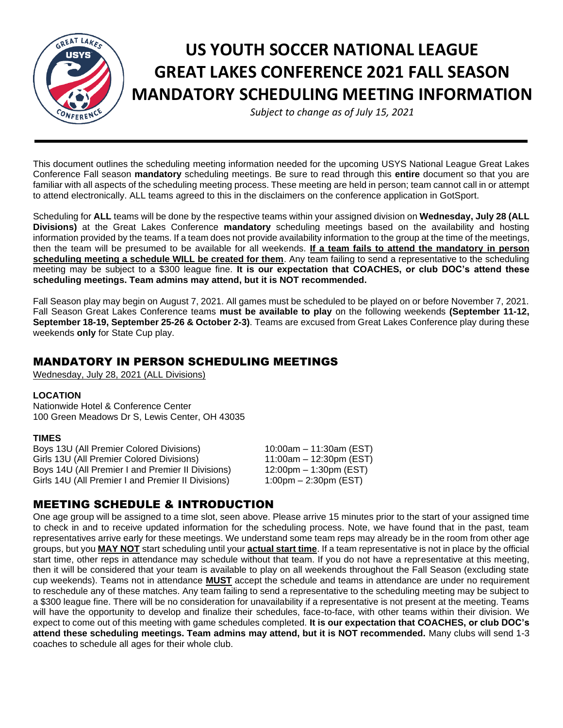# US YOUTH SOCCER NATIONAL LEAGUE GREAT LAKES CONFERENCE 2021 FALL SEASON MANDATORY SCHEDULING MEETING INFORMATION

*Subject to change as of July 15, 2021*

This document outlines the scheduling meeting information needed for the upcoming USYS National League Great Lakes Conference Fall season **mandatory** scheduling meetings. Be sure to read through this **entire** document so that you are familiar with all aspects of the scheduling meeting process. These meeting are held in person; team cannot call in or attempt to attend electronically. ALL teams agreed to this in the disclaimers on the conference application in GotSport.

Scheduling for **ALL** teams will be done by the respective teams within your assigned division on **Wednesday, July 28 (ALL Divisions)** at the Great Lakes Conference **mandatory** scheduling meetings based on the availability and hosting information provided by the teams. If a team does not provide availability information to the group at the time of the meetings, then the team will be presumed to be available for all weekends. **If a team fails to attend the mandatory in person scheduling meeting a schedule WILL be created for them**. Any team failing to send a representative to the scheduling meeting may be subject to a $300 league fine. **It is our expectation that COACHES, or club DOC's attend these scheduling meetings. Team admins may attend, but it is NOT recommended.**

Fall Season play may begin on August 7, 2021. All games must be scheduled to be played on or before November 7, 2021. Fall Season Great Lakes Conference teams **must be available to play** on the following weekends **(September 11-12, September 18-19, September 25-26 & October 2-3)**. Teams are excused from Great Lakes Conference play during these weekends **only** for State Cup play.

## MANDATORY IN PERSON SCHEDULING MEETINGS

Wednesday, July 28, 2021 (ALL Divisions)

**LOCATION**

Nationwide Hotel & Conference Center
100 Green Meadows Dr S, Lewis Center, OH 43035

**TIMES**

| | |
|---|---|
| Boys 13U (All Premier Colored Divisions) | 10:00am – 11:30am (EST) |
| Girls 13U (All Premier Colored Divisions) | 11:00am – 12:30pm (EST) |
| Boys 14U (All Premier I and Premier II Divisions) | 12:00pm – 1:30pm (EST) |
| Girls 14U (All Premier I and Premier II Divisions) | 1:00pm – 2:30pm (EST) |

## MEETING SCHEDULE & INTRODUCTION

One age group will be assigned to a time slot, seen above. Please arrive 15 minutes prior to the start of your assigned time to check in and to receive updated information for the scheduling process. Note, we have found that in the past, team representatives arrive early for these meetings. We understand some team reps may already be in the room from other age groups, but you **MAY NOT** start scheduling until your **actual start time**. If a team representative is not in place by the official start time, other reps in attendance may schedule without that team. If you do not have a representative at this meeting, then it will be considered that your team is available to play on all weekends throughout the Fall Season (excluding state cup weekends). Teams not in attendance **MUST** accept the schedule and teams in attendance are under no requirement to reschedule any of these matches. Any team failing to send a representative to the scheduling meeting may be subject to a $300 league fine. There will be no consideration for unavailability if a representative is not present at the meeting. Teams will have the opportunity to develop and finalize their schedules, face-to-face, with other teams within their division. We expect to come out of this meeting with game schedules completed. **It is our expectation that COACHES, or club DOC's attend these scheduling meetings. Team admins may attend, but it is NOT recommended.** Many clubs will send 1-3 coaches to schedule all ages for their whole club.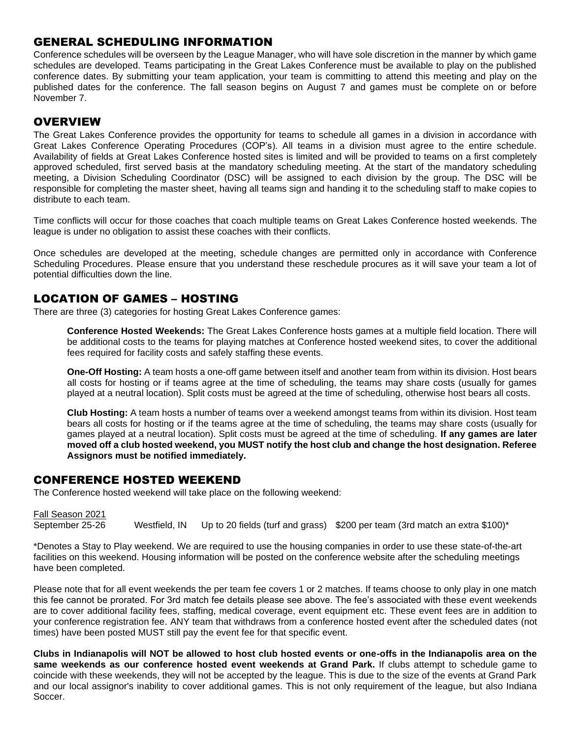## GENERAL SCHEDULING INFORMATION

Conference schedules will be overseen by the League Manager, who will have sole discretion in the manner by which game schedules are developed. Teams participating in the Great Lakes Conference must be available to play on the published conference dates. By submitting your team application, your team is committing to attend this meeting and play on the published dates for the conference. The fall season begins on August 7 and games must be complete on or before November 7.

## OVERVIEW

The Great Lakes Conference provides the opportunity for teams to schedule all games in a division in accordance with Great Lakes Conference Operating Procedures (COP's). All teams in a division must agree to the entire schedule. Availability of fields at Great Lakes Conference hosted sites is limited and will be provided to teams on a first completely approved scheduled, first served basis at the mandatory scheduling meeting. At the start of the mandatory scheduling meeting, a Division Scheduling Coordinator (DSC) will be assigned to each division by the group. The DSC will be responsible for completing the master sheet, having all teams sign and handing it to the scheduling staff to make copies to distribute to each team.

Time conflicts will occur for those coaches that coach multiple teams on Great Lakes Conference hosted weekends. The league is under no obligation to assist these coaches with their conflicts.

Once schedules are developed at the meeting, schedule changes are permitted only in accordance with Conference Scheduling Procedures. Please ensure that you understand these reschedule procures as it will save your team a lot of potential difficulties down the line.

## LOCATION OF GAMES – HOSTING

There are three (3) categories for hosting Great Lakes Conference games:

**Conference Hosted Weekends:** The Great Lakes Conference hosts games at a multiple field location. There will be additional costs to the teams for playing matches at Conference hosted weekend sites, to cover the additional fees required for facility costs and safely staffing these events.

**One-Off Hosting:** A team hosts a one-off game between itself and another team from within its division. Host bears all costs for hosting or if teams agree at the time of scheduling, the teams may share costs (usually for games played at a neutral location). Split costs must be agreed at the time of scheduling, otherwise host bears all costs.

**Club Hosting:** A team hosts a number of teams over a weekend amongst teams from within its division. Host team bears all costs for hosting or if the teams agree at the time of scheduling, the teams may share costs (usually for games played at a neutral location). Split costs must be agreed at the time of scheduling. **If any games are later moved off a club hosted weekend, you MUST notify the host club and change the host designation. Referee Assignors must be notified immediately.**

## CONFERENCE HOSTED WEEKEND

The Conference hosted weekend will take place on the following weekend:

Fall Season 2021

| | | | |
|---|---|---|---|
| September 25-26 | Westfield, IN | Up to 20 fields (turf and grass) | $200 per team (3rd match an extra $100)* |

*Denotes a Stay to Play weekend. We are required to use the housing companies in order to use these state-of-the-art facilities on this weekend. Housing information will be posted on the conference website after the scheduling meetings have been completed.

Please note that for all event weekends the per team fee covers 1 or 2 matches. If teams choose to only play in one match this fee cannot be prorated. For 3rd match fee details please see above. The fee's associated with these event weekends are to cover additional facility fees, staffing, medical coverage, event equipment etc. These event fees are in addition to your conference registration fee. ANY team that withdraws from a conference hosted event after the scheduled dates (not times) have been posted MUST still pay the event fee for that specific event.

**Clubs in Indianapolis will NOT be allowed to host club hosted events or one-offs in the Indianapolis area on the same weekends as our conference hosted event weekends at Grand Park.** If clubs attempt to schedule game to coincide with these weekends, they will not be accepted by the league. This is due to the size of the events at Grand Park and our local assignor's inability to cover additional games. This is not only requirement of the league, but also Indiana Soccer.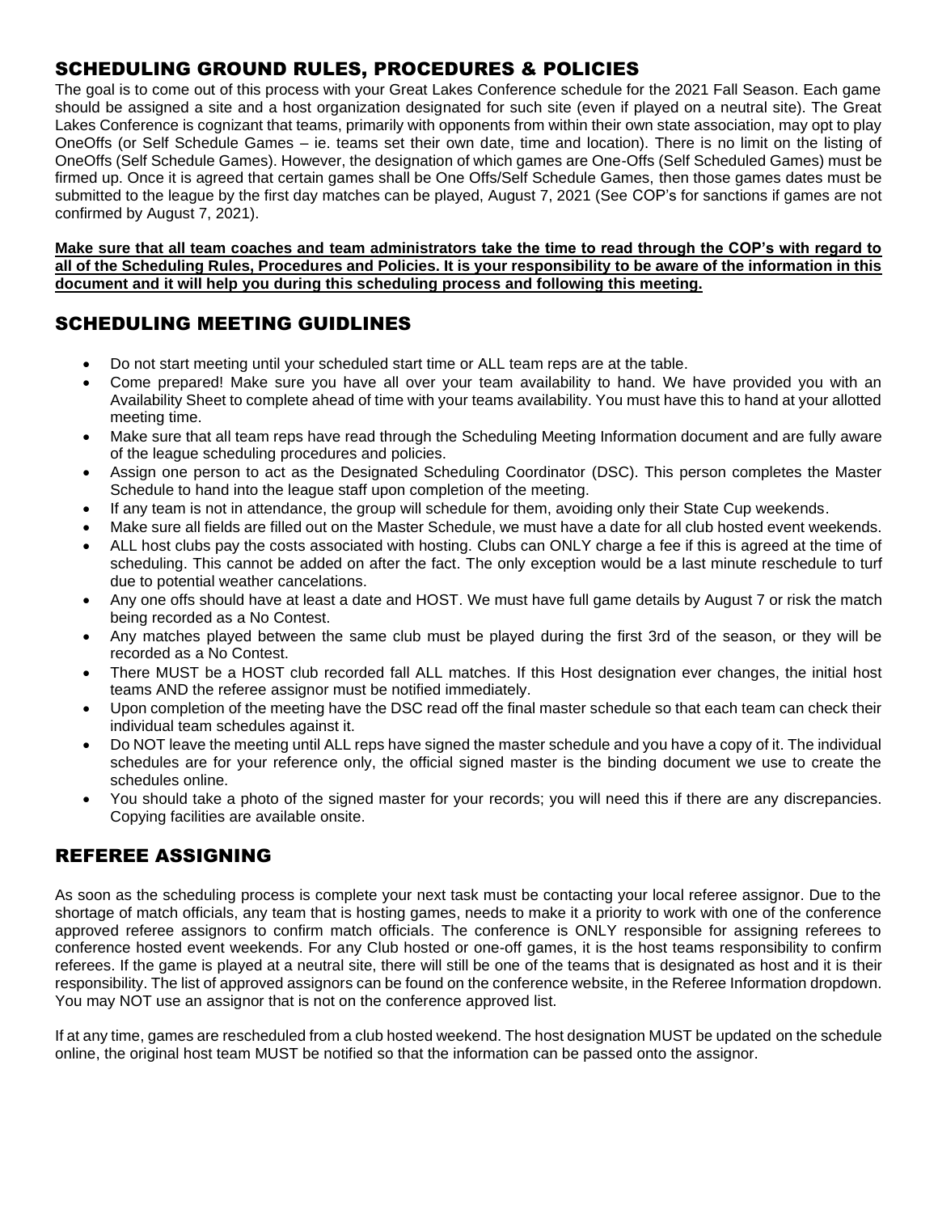## SCHEDULING GROUND RULES, PROCEDURES & POLICIES

The goal is to come out of this process with your Great Lakes Conference schedule for the 2021 Fall Season. Each game should be assigned a site and a host organization designated for such site (even if played on a neutral site). The Great Lakes Conference is cognizant that teams, primarily with opponents from within their own state association, may opt to play OneOffs (or Self Schedule Games – ie. teams set their own date, time and location). There is no limit on the listing of OneOffs (Self Schedule Games). However, the designation of which games are One-Offs (Self Scheduled Games) must be firmed up. Once it is agreed that certain games shall be One Offs/Self Schedule Games, then those games dates must be submitted to the league by the first day matches can be played, August 7, 2021 (See COP's for sanctions if games are not confirmed by August 7, 2021).

**Make sure that all team coaches and team administrators take the time to read through the COP's with regard to all of the Scheduling Rules, Procedures and Policies. It is your responsibility to be aware of the information in this document and it will help you during this scheduling process and following this meeting.**

## SCHEDULING MEETING GUIDLINES

- Do not start meeting until your scheduled start time or ALL team reps are at the table.
- Come prepared! Make sure you have all over your team availability to hand. We have provided you with an Availability Sheet to complete ahead of time with your teams availability. You must have this to hand at your allotted meeting time.
- Make sure that all team reps have read through the Scheduling Meeting Information document and are fully aware of the league scheduling procedures and policies.
- Assign one person to act as the Designated Scheduling Coordinator (DSC). This person completes the Master Schedule to hand into the league staff upon completion of the meeting.
- If any team is not in attendance, the group will schedule for them, avoiding only their State Cup weekends.
- Make sure all fields are filled out on the Master Schedule, we must have a date for all club hosted event weekends.
- ALL host clubs pay the costs associated with hosting. Clubs can ONLY charge a fee if this is agreed at the time of scheduling. This cannot be added on after the fact. The only exception would be a last minute reschedule to turf due to potential weather cancelations.
- Any one offs should have at least a date and HOST. We must have full game details by August 7 or risk the match being recorded as a No Contest.
- Any matches played between the same club must be played during the first 3rd of the season, or they will be recorded as a No Contest.
- There MUST be a HOST club recorded fall ALL matches. If this Host designation ever changes, the initial host teams AND the referee assignor must be notified immediately.
- Upon completion of the meeting have the DSC read off the final master schedule so that each team can check their individual team schedules against it.
- Do NOT leave the meeting until ALL reps have signed the master schedule and you have a copy of it. The individual schedules are for your reference only, the official signed master is the binding document we use to create the schedules online.
- You should take a photo of the signed master for your records; you will need this if there are any discrepancies. Copying facilities are available onsite.

## REFEREE ASSIGNING

As soon as the scheduling process is complete your next task must be contacting your local referee assignor. Due to the shortage of match officials, any team that is hosting games, needs to make it a priority to work with one of the conference approved referee assignors to confirm match officials. The conference is ONLY responsible for assigning referees to conference hosted event weekends. For any Club hosted or one-off games, it is the host teams responsibility to confirm referees. If the game is played at a neutral site, there will still be one of the teams that is designated as host and it is their responsibility. The list of approved assignors can be found on the conference website, in the Referee Information dropdown. You may NOT use an assignor that is not on the conference approved list.

If at any time, games are rescheduled from a club hosted weekend. The host designation MUST be updated on the schedule online, the original host team MUST be notified so that the information can be passed onto the assignor.